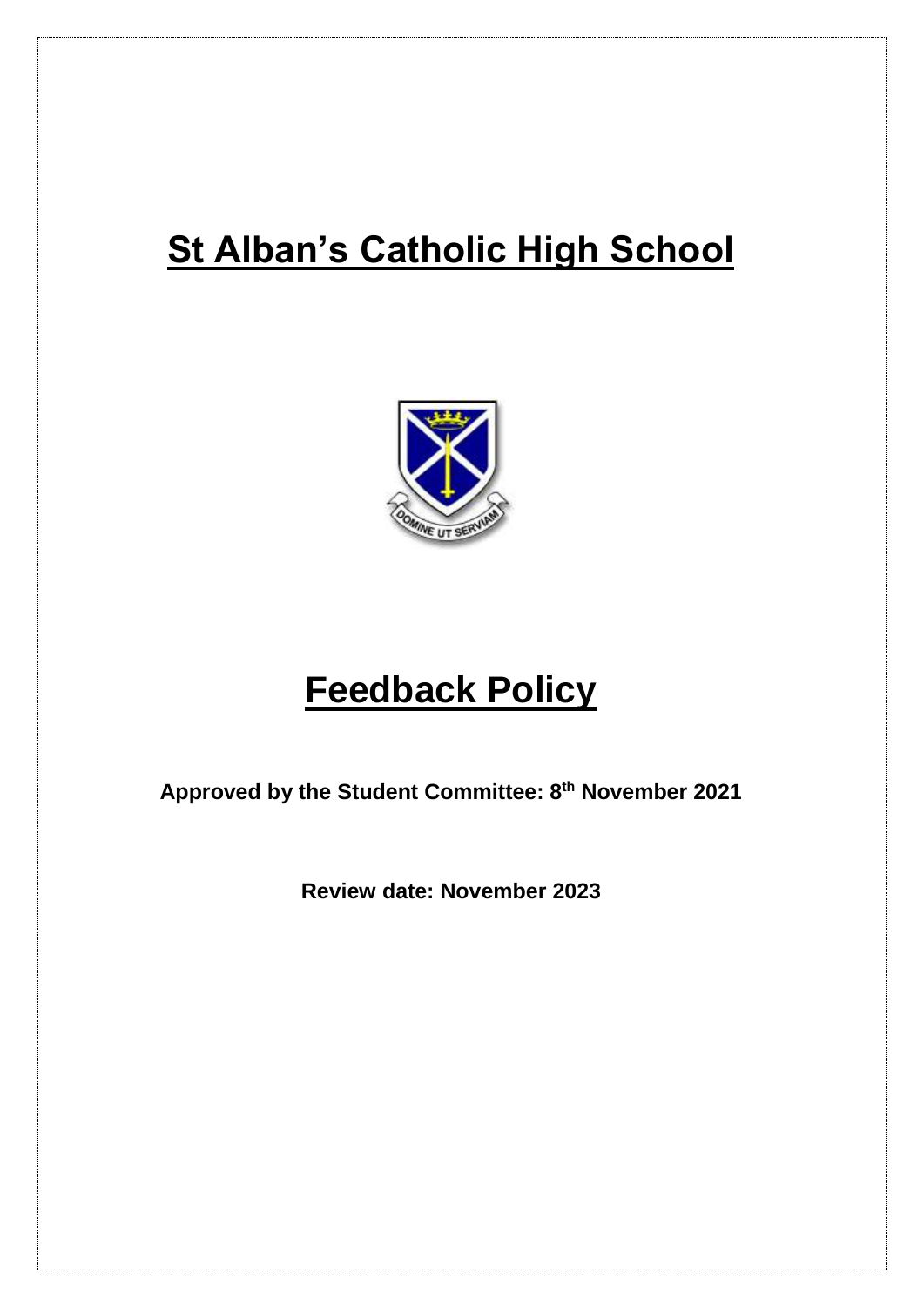# St Alban's Catholic High School

# Feedback Policy

**Approved by the Student Committee: 8th November 2021**

**Review date: November 2023**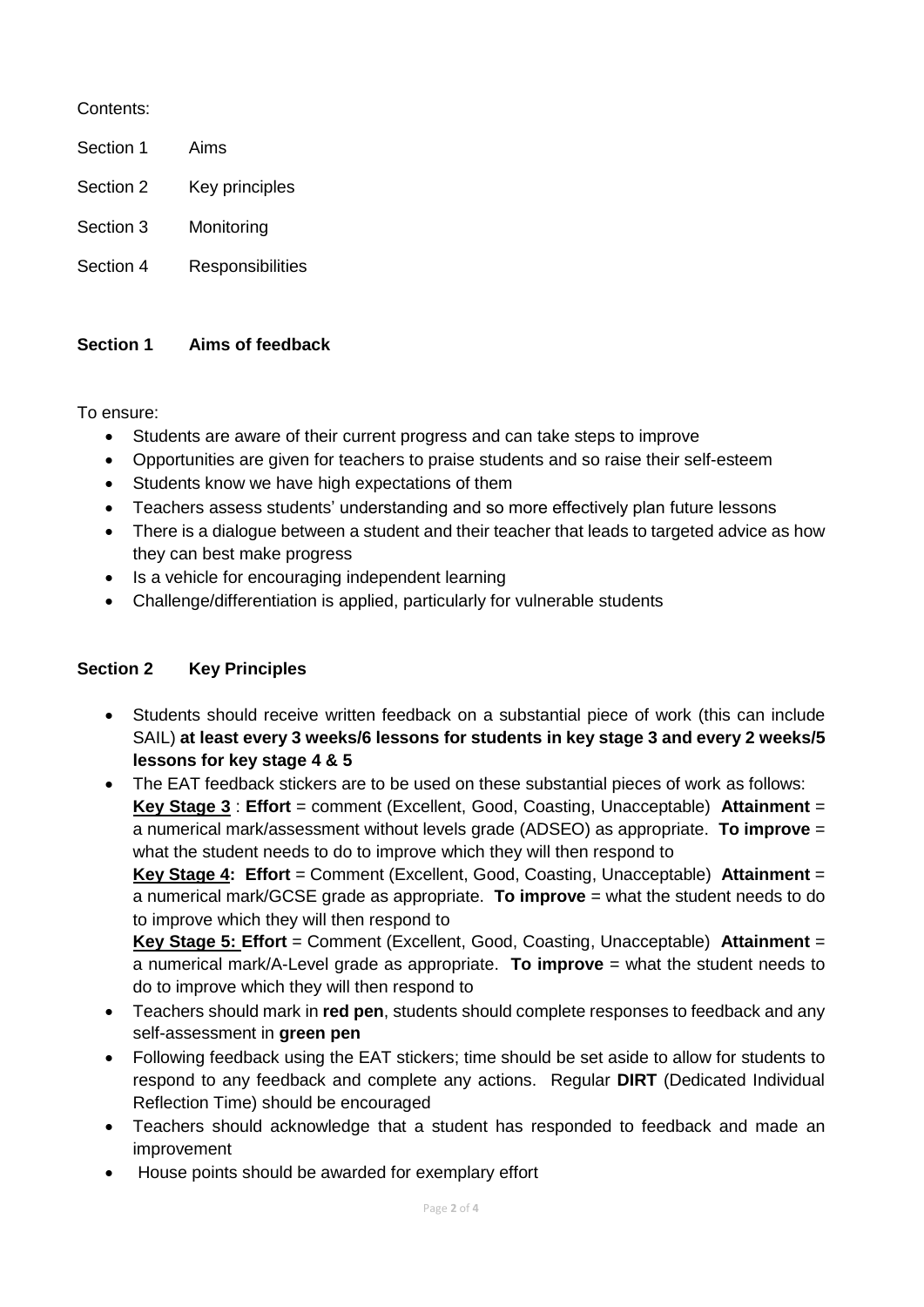Contents:

| | |
|---|---|
| Section 1 | Aims |
| Section 2 | Key principles |
| Section 3 | Monitoring |
| Section 4 | Responsibilities |

## Section 1 Aims of feedback

To ensure:

- Students are aware of their current progress and can take steps to improve
- Opportunities are given for teachers to praise students and so raise their self-esteem
- Students know we have high expectations of them
- Teachers assess students' understanding and so more effectively plan future lessons
- There is a dialogue between a student and their teacher that leads to targeted advice as how they can best make progress
- Is a vehicle for encouraging independent learning
- Challenge/differentiation is applied, particularly for vulnerable students

## Section 2 Key Principles

- Students should receive written feedback on a substantial piece of work (this can include SAIL) **at least every 3 weeks/6 lessons for students in key stage 3 and every 2 weeks/5 lessons for key stage 4 & 5**
- The EAT feedback stickers are to be used on these substantial pieces of work as follows:
  **Key Stage 3** : **Effort** = comment (Excellent, Good, Coasting, Unacceptable) **Attainment** = a numerical mark/assessment without levels grade (ADSEO) as appropriate. **To improve** = what the student needs to do to improve which they will then respond to
  **Key Stage 4: Effort** = Comment (Excellent, Good, Coasting, Unacceptable) **Attainment** = a numerical mark/GCSE grade as appropriate. **To improve** = what the student needs to do to improve which they will then respond to
  **Key Stage 5: Effort** = Comment (Excellent, Good, Coasting, Unacceptable) **Attainment** = a numerical mark/A-Level grade as appropriate. **To improve** = what the student needs to do to improve which they will then respond to
- Teachers should mark in **red pen**, students should complete responses to feedback and any self-assessment in **green pen**
- Following feedback using the EAT stickers; time should be set aside to allow for students to respond to any feedback and complete any actions. Regular **DIRT** (Dedicated Individual Reflection Time) should be encouraged
- Teachers should acknowledge that a student has responded to feedback and made an improvement
- House points should be awarded for exemplary effort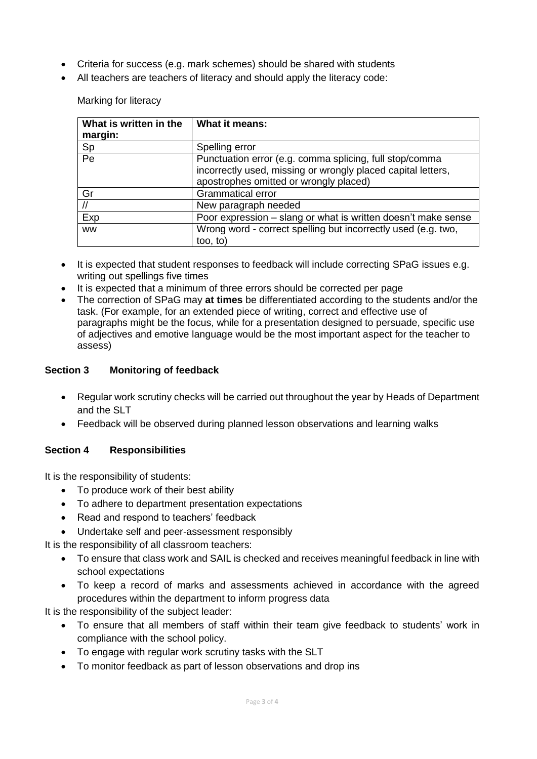- Criteria for success (e.g. mark schemes) should be shared with students
- All teachers are teachers of literacy and should apply the literacy code:

Marking for literacy

| What is written in the margin: | What it means: |
|---|---|
| Sp | Spelling error |
| Pe | Punctuation error (e.g. comma splicing, full stop/comma incorrectly used, missing or wrongly placed capital letters, apostrophes omitted or wrongly placed) |
| Gr | Grammatical error |
| // | New paragraph needed |
| Exp | Poor expression – slang or what is written doesn't make sense |
| ww | Wrong word - correct spelling but incorrectly used (e.g. two, too, to) |

- It is expected that student responses to feedback will include correcting SPaG issues e.g. writing out spellings five times
- It is expected that a minimum of three errors should be corrected per page
- The correction of SPaG may **at times** be differentiated according to the students and/or the task. (For example, for an extended piece of writing, correct and effective use of paragraphs might be the focus, while for a presentation designed to persuade, specific use of adjectives and emotive language would be the most important aspect for the teacher to assess)

### Section 3 Monitoring of feedback

- Regular work scrutiny checks will be carried out throughout the year by Heads of Department and the SLT
- Feedback will be observed during planned lesson observations and learning walks

### Section 4 Responsibilities

It is the responsibility of students:

- To produce work of their best ability
- To adhere to department presentation expectations
- Read and respond to teachers' feedback
- Undertake self and peer-assessment responsibly

It is the responsibility of all classroom teachers:

- To ensure that class work and SAIL is checked and receives meaningful feedback in line with school expectations
- To keep a record of marks and assessments achieved in accordance with the agreed procedures within the department to inform progress data

It is the responsibility of the subject leader:

- To ensure that all members of staff within their team give feedback to students' work in compliance with the school policy.
- To engage with regular work scrutiny tasks with the SLT
- To monitor feedback as part of lesson observations and drop ins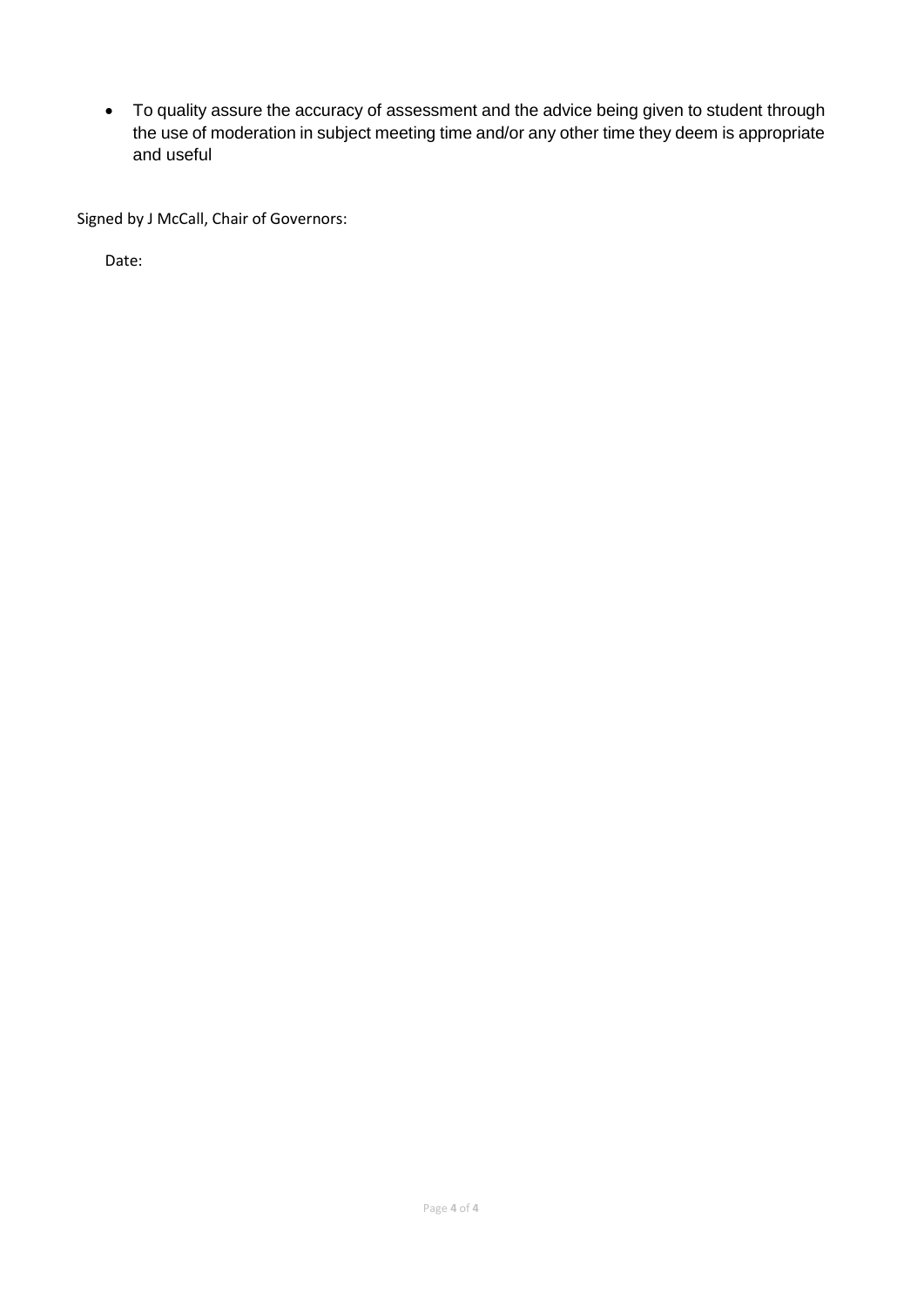- To quality assure the accuracy of assessment and the advice being given to student through the use of moderation in subject meeting time and/or any other time they deem is appropriate and useful

Signed by J McCall, Chair of Governors:

Date: